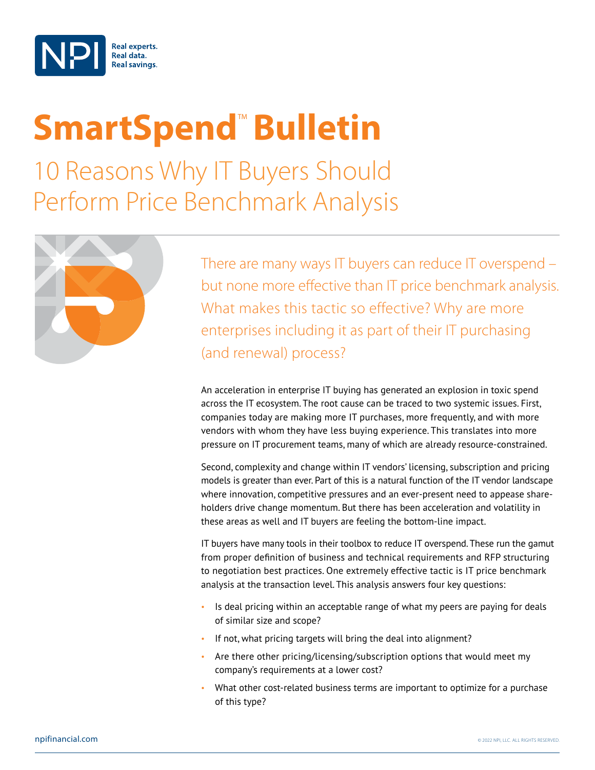# SmartSpend™ Bulletin

## 10 Reasons Why IT Buyers Should Perform Price Benchmark Analysis

There are many ways IT buyers can reduce IT overspend – but none more effective than IT price benchmark analysis. What makes this tactic so effective? Why are more enterprises including it as part of their IT purchasing (and renewal) process?

An acceleration in enterprise IT buying has generated an explosion in toxic spend across the IT ecosystem. The root cause can be traced to two systemic issues. First, companies today are making more IT purchases, more frequently, and with more vendors with whom they have less buying experience. This translates into more pressure on IT procurement teams, many of which are already resource-constrained.

Second, complexity and change within IT vendors' licensing, subscription and pricing models is greater than ever. Part of this is a natural function of the IT vendor landscape where innovation, competitive pressures and an ever-present need to appease shareholders drive change momentum. But there has been acceleration and volatility in these areas as well and IT buyers are feeling the bottom-line impact.

IT buyers have many tools in their toolbox to reduce IT overspend. These run the gamut from proper definition of business and technical requirements and RFP structuring to negotiation best practices. One extremely effective tactic is IT price benchmark analysis at the transaction level. This analysis answers four key questions:

- Is deal pricing within an acceptable range of what my peers are paying for deals of similar size and scope?
- If not, what pricing targets will bring the deal into alignment?
- Are there other pricing/licensing/subscription options that would meet my company's requirements at a lower cost?
- What other cost-related business terms are important to optimize for a purchase of this type?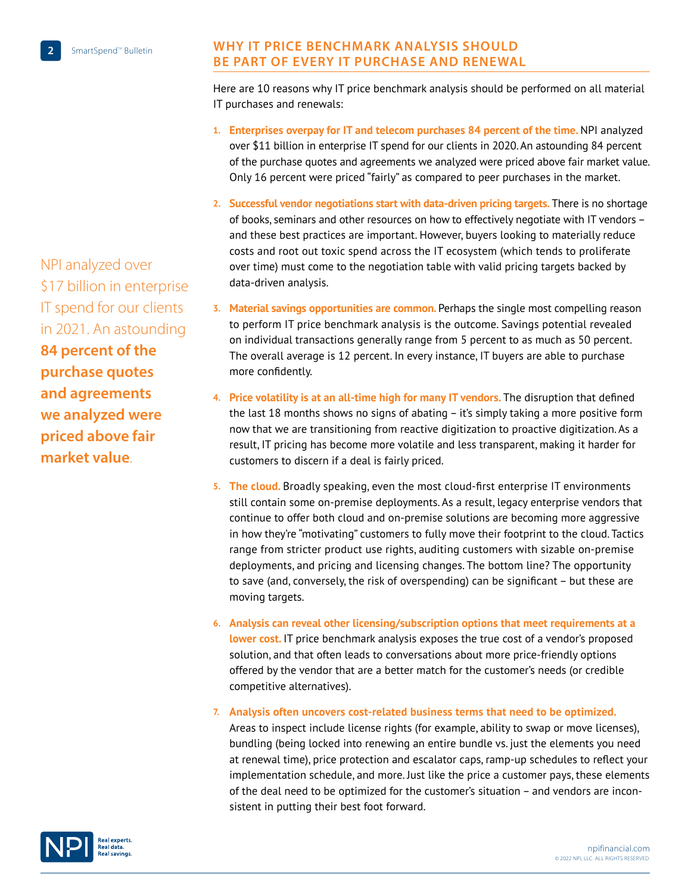## WHY IT PRICE BENCHMARK ANALYSIS SHOULD BE PART OF EVERY IT PURCHASE AND RENEWAL

Here are 10 reasons why IT price benchmark analysis should be performed on all material IT purchases and renewals:

1. **Enterprises overpay for IT and telecom purchases 84 percent of the time.** NPI analyzed over $11 billion in enterprise IT spend for our clients in 2020. An astounding 84 percent of the purchase quotes and agreements we analyzed were priced above fair market value. Only 16 percent were priced "fairly" as compared to peer purchases in the market.

2. **Successful vendor negotiations start with data-driven pricing targets.** There is no shortage of books, seminars and other resources on how to effectively negotiate with IT vendors – and these best practices are important. However, buyers looking to materially reduce costs and root out toxic spend across the IT ecosystem (which tends to proliferate over time) must come to the negotiation table with valid pricing targets backed by data-driven analysis.

> NPI analyzed over $17 billion in enterprise IT spend for our clients in 2021. An astounding **84 percent of the purchase quotes and agreements we analyzed were priced above fair market value**.

3. **Material savings opportunities are common.** Perhaps the single most compelling reason to perform IT price benchmark analysis is the outcome. Savings potential revealed on individual transactions generally range from 5 percent to as much as 50 percent. The overall average is 12 percent. In every instance, IT buyers are able to purchase more confidently.

4. **Price volatility is at an all-time high for many IT vendors.** The disruption that defined the last 18 months shows no signs of abating – it's simply taking a more positive form now that we are transitioning from reactive digitization to proactive digitization. As a result, IT pricing has become more volatile and less transparent, making it harder for customers to discern if a deal is fairly priced.

5. **The cloud.** Broadly speaking, even the most cloud-first enterprise IT environments still contain some on-premise deployments. As a result, legacy enterprise vendors that continue to offer both cloud and on-premise solutions are becoming more aggressive in how they're "motivating" customers to fully move their footprint to the cloud. Tactics range from stricter product use rights, auditing customers with sizable on-premise deployments, and pricing and licensing changes. The bottom line? The opportunity to save (and, conversely, the risk of overspending) can be significant – but these are moving targets.

6. **Analysis can reveal other licensing/subscription options that meet requirements at a lower cost.** IT price benchmark analysis exposes the true cost of a vendor's proposed solution, and that often leads to conversations about more price-friendly options offered by the vendor that are a better match for the customer's needs (or credible competitive alternatives).

7. **Analysis often uncovers cost-related business terms that need to be optimized.** Areas to inspect include license rights (for example, ability to swap or move licenses), bundling (being locked into renewing an entire bundle vs. just the elements you need at renewal time), price protection and escalator caps, ramp-up schedules to reflect your implementation schedule, and more. Just like the price a customer pays, these elements of the deal need to be optimized for the customer's situation – and vendors are inconsistent in putting their best foot forward.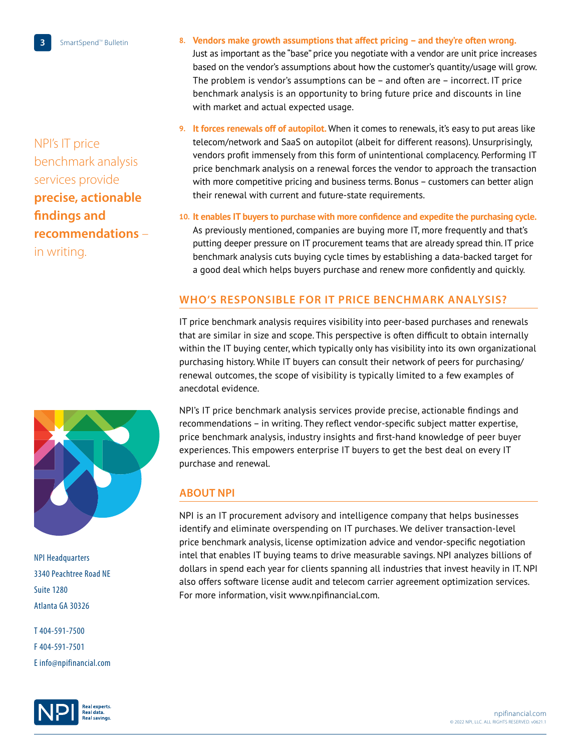8. **Vendors make growth assumptions that affect pricing – and they're often wrong.** Just as important as the "base" price you negotiate with a vendor are unit price increases based on the vendor's assumptions about how the customer's quantity/usage will grow. The problem is vendor's assumptions can be – and often are – incorrect. IT price benchmark analysis is an opportunity to bring future price and discounts in line with market and actual expected usage.

9. **It forces renewals off of autopilot.** When it comes to renewals, it's easy to put areas like telecom/network and SaaS on autopilot (albeit for different reasons). Unsurprisingly, vendors profit immensely from this form of unintentional complacency. Performing IT price benchmark analysis on a renewal forces the vendor to approach the transaction with more competitive pricing and business terms. Bonus – customers can better align their renewal with current and future-state requirements.

10. **It enables IT buyers to purchase with more confidence and expedite the purchasing cycle.** As previously mentioned, companies are buying more IT, more frequently and that's putting deeper pressure on IT procurement teams that are already spread thin. IT price benchmark analysis cuts buying cycle times by establishing a data-backed target for a good deal which helps buyers purchase and renew more confidently and quickly.

NPI's IT price benchmark analysis services provide **precise, actionable findings and recommendations** – in writing.

## WHO'S RESPONSIBLE FOR IT PRICE BENCHMARK ANALYSIS?

IT price benchmark analysis requires visibility into peer-based purchases and renewals that are similar in size and scope. This perspective is often difficult to obtain internally within the IT buying center, which typically only has visibility into its own organizational purchasing history. While IT buyers can consult their network of peers for purchasing/renewal outcomes, the scope of visibility is typically limited to a few examples of anecdotal evidence.

NPI's IT price benchmark analysis services provide precise, actionable findings and recommendations – in writing. They reflect vendor-specific subject matter expertise, price benchmark analysis, industry insights and first-hand knowledge of peer buyer experiences. This empowers enterprise IT buyers to get the best deal on every IT purchase and renewal.

## ABOUT NPI

NPI is an IT procurement advisory and intelligence company that helps businesses identify and eliminate overspending on IT purchases. We deliver transaction-level price benchmark analysis, license optimization advice and vendor-specific negotiation intel that enables IT buying teams to drive measurable savings. NPI analyzes billions of dollars in spend each year for clients spanning all industries that invest heavily in IT. NPI also offers software license audit and telecom carrier agreement optimization services. For more information, visit www.npifinancial.com.

NPI Headquarters
3340 Peachtree Road NE
Suite 1280
Atlanta GA 30326

T 404-591-7500
F 404-591-7501
E info@npifinancial.com

NPI Real experts. Real data. Real savings.

npifinancial.com
© 2022 NPI, LLC. ALL RIGHTS RESERVED. v0621.1